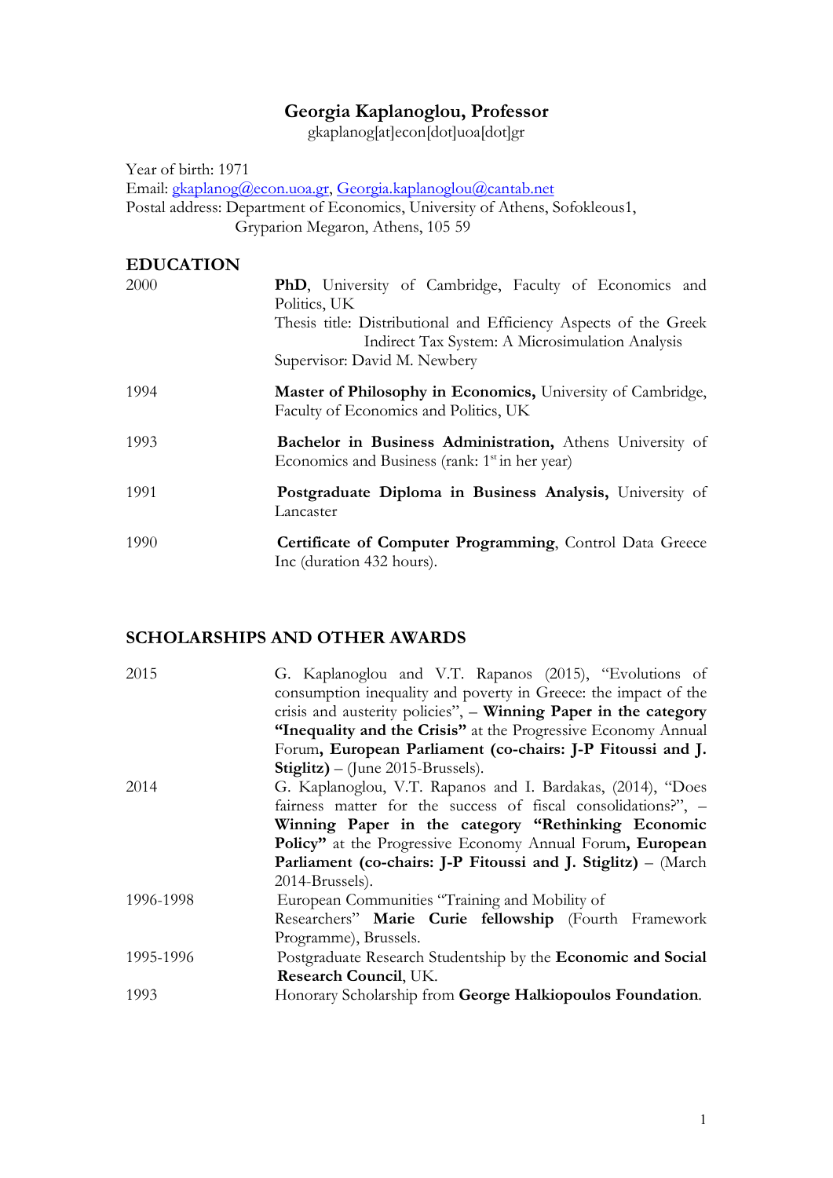# Georgia Kaplanoglou, Professor

gkaplanog[at]econ[dot]uoa[dot]gr

Year of birth: 1971
Email: gkaplanog@econ.uoa.gr, Georgia.kaplanoglou@cantab.net
Postal address: Department of Economics, University of Athens, Sofokleous1, Gryparion Megaron, Athens, 105 59

## EDUCATION

| | |
|---|---|
| 2000 | **PhD**, University of Cambridge, Faculty of Economics and Politics, UK<br>Thesis title: Distributional and Efficiency Aspects of the Greek Indirect Tax System: A Microsimulation Analysis<br>Supervisor: David M. Newbery |
| 1994 | **Master of Philosophy in Economics,** University of Cambridge, Faculty of Economics and Politics, UK |
| 1993 | **Bachelor in Business Administration,** Athens University of Economics and Business (rank: 1st in her year) |
| 1991 | **Postgraduate Diploma in Business Analysis,** University of Lancaster |
| 1990 | **Certificate of Computer Programming**, Control Data Greece Inc (duration 432 hours). |

## SCHOLARSHIPS AND OTHER AWARDS

| | |
|---|---|
| 2015 | G. Kaplanoglou and V.T. Rapanos (2015), "Evolutions of consumption inequality and poverty in Greece: the impact of the crisis and austerity policies", – **Winning Paper in the category "Inequality and the Crisis"** at the Progressive Economy Annual Forum**, European Parliament (co-chairs: J-P Fitoussi and J. Stiglitz)** – (June 2015-Brussels). |
| 2014 | G. Kaplanoglou, V.T. Rapanos and I. Bardakas, (2014), "Does fairness matter for the success of fiscal consolidations?", – **Winning Paper in the category "Rethinking Economic Policy"** at the Progressive Economy Annual Forum**, European Parliament (co-chairs: J-P Fitoussi and J. Stiglitz)** – (March 2014-Brussels). |
| 1996-1998 | European Communities "Training and Mobility of Researchers" **Marie Curie fellowship** (Fourth Framework Programme), Brussels. |
| 1995-1996 | Postgraduate Research Studentship by the **Economic and Social Research Council**, UK. |
| 1993 | Honorary Scholarship from **George Halkiopoulos Foundation**. |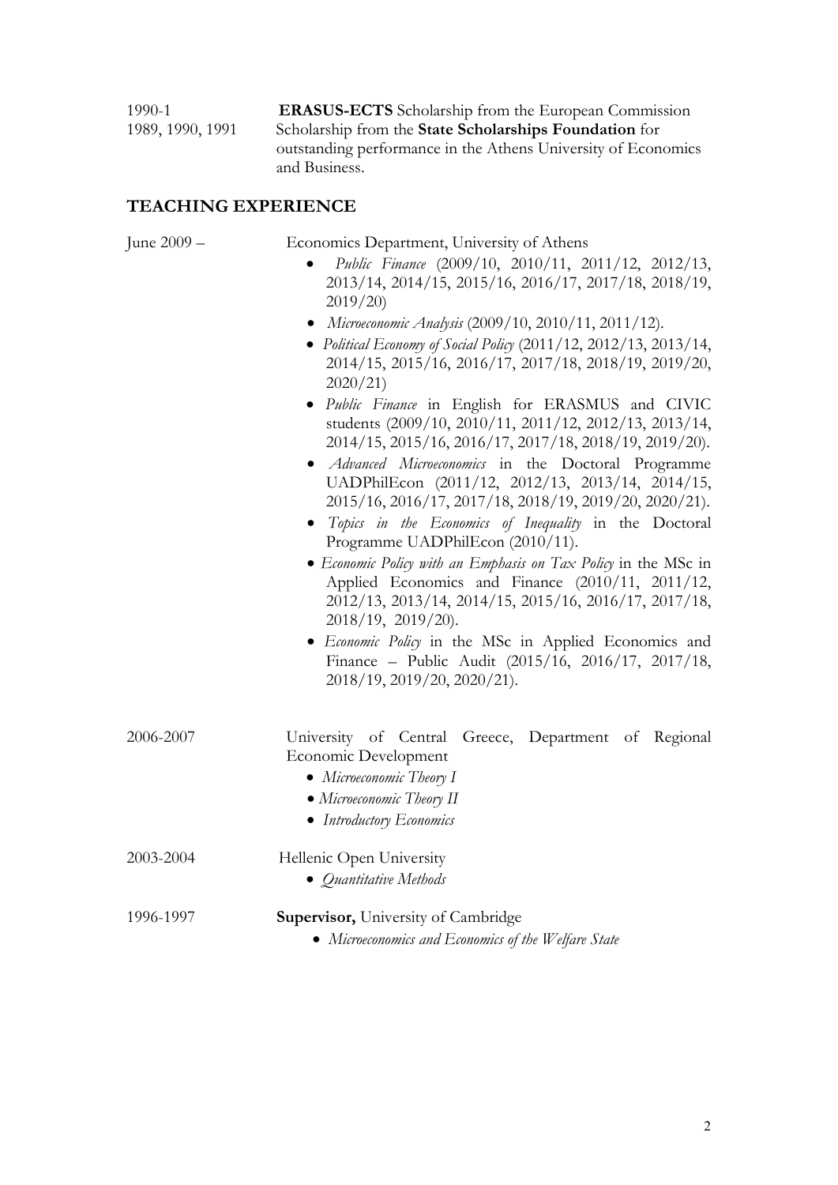1990-1 **ERASUS-ECTS** Scholarship from the European Commission

1989, 1990, 1991 Scholarship from the **State Scholarships Foundation** for outstanding performance in the Athens University of Economics and Business.

## TEACHING EXPERIENCE

June 2009 – Economics Department, University of Athens

- *Public Finance* (2009/10, 2010/11, 2011/12, 2012/13, 2013/14, 2014/15, 2015/16, 2016/17, 2017/18, 2018/19, 2019/20)
- *Microeconomic Analysis* (2009/10, 2010/11, 2011/12).
- *Political Economy of Social Policy* (2011/12, 2012/13, 2013/14, 2014/15, 2015/16, 2016/17, 2017/18, 2018/19, 2019/20, 2020/21)
- *Public Finance* in English for ERASMUS and CIVIC students (2009/10, 2010/11, 2011/12, 2012/13, 2013/14, 2014/15, 2015/16, 2016/17, 2017/18, 2018/19, 2019/20).
- *Advanced Microeconomics* in the Doctoral Programme UADPhilEcon (2011/12, 2012/13, 2013/14, 2014/15, 2015/16, 2016/17, 2017/18, 2018/19, 2019/20, 2020/21).
- *Topics in the Economics of Inequality* in the Doctoral Programme UADPhilEcon (2010/11).
- *Economic Policy with an Emphasis on Tax Policy* in the MSc in Applied Economics and Finance (2010/11, 2011/12, 2012/13, 2013/14, 2014/15, 2015/16, 2016/17, 2017/18, 2018/19, 2019/20).
- *Economic Policy* in the MSc in Applied Economics and Finance – Public Audit (2015/16, 2016/17, 2017/18, 2018/19, 2019/20, 2020/21).

2006-2007 University of Central Greece, Department of Regional Economic Development

- *Microeconomic Theory I*
- *Microeconomic Theory II*
- *Introductory Economics*

2003-2004 Hellenic Open University

- *Quantitative Methods*

1996-1997 **Supervisor,** University of Cambridge

- *Microeconomics and Economics of the Welfare State*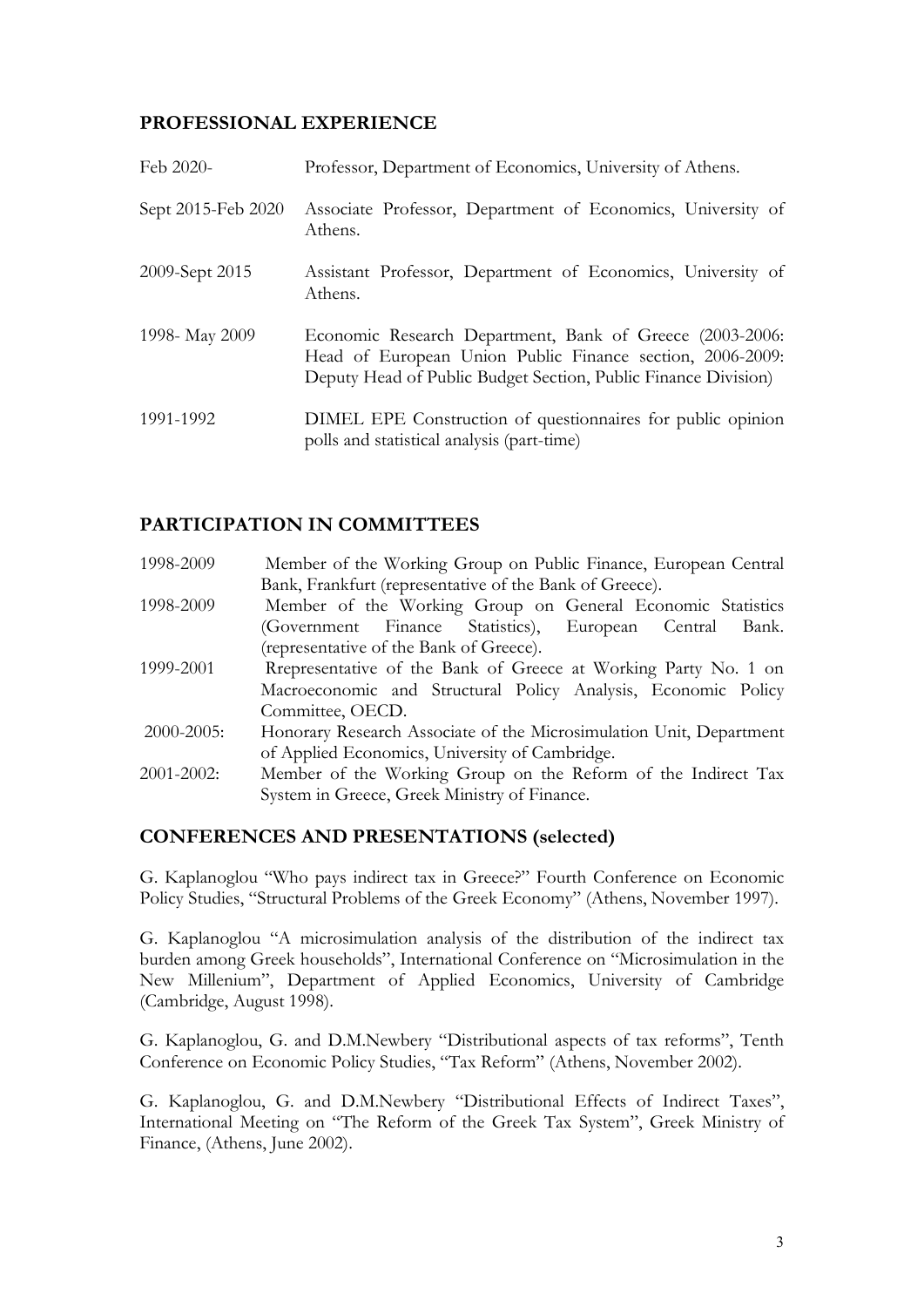## PROFESSIONAL EXPERIENCE

| | |
|---|---|
| Feb 2020- | Professor, Department of Economics, University of Athens. |
| Sept 2015-Feb 2020 | Associate Professor, Department of Economics, University of Athens. |
| 2009-Sept 2015 | Assistant Professor, Department of Economics, University of Athens. |
| 1998- May 2009 | Economic Research Department, Bank of Greece (2003-2006: Head of European Union Public Finance section, 2006-2009: Deputy Head of Public Budget Section, Public Finance Division) |
| 1991-1992 | DIMEL EPE Construction of questionnaires for public opinion polls and statistical analysis (part-time) |

## PARTICIPATION IN COMMITTEES

| | |
|---|---|
| 1998-2009 | Member of the Working Group on Public Finance, European Central Bank, Frankfurt (representative of the Bank of Greece). |
| 1998-2009 | Member of the Working Group on General Economic Statistics (Government Finance Statistics), European Central Bank. (representative of the Bank of Greece). |
| 1999-2001 | Rrepresentative of the Bank of Greece at Working Party No. 1 on Macroeconomic and Structural Policy Analysis, Economic Policy Committee, OECD. |
| 2000-2005: | Honorary Research Associate of the Microsimulation Unit, Department of Applied Economics, University of Cambridge. |
| 2001-2002: | Member of the Working Group on the Reform of the Indirect Tax System in Greece, Greek Ministry of Finance. |

## CONFERENCES AND PRESENTATIONS (selected)

G. Kaplanoglou "Who pays indirect tax in Greece?" Fourth Conference on Economic Policy Studies, "Structural Problems of the Greek Economy" (Athens, November 1997).

G. Kaplanoglou "A microsimulation analysis of the distribution of the indirect tax burden among Greek households", International Conference on "Microsimulation in the New Millenium", Department of Applied Economics, University of Cambridge (Cambridge, August 1998).

G. Kaplanoglou, G. and D.M.Newbery "Distributional aspects of tax reforms", Tenth Conference on Economic Policy Studies, "Tax Reform" (Athens, November 2002).

G. Kaplanoglou, G. and D.M.Newbery "Distributional Effects of Indirect Taxes", International Meeting on "The Reform of the Greek Tax System", Greek Ministry of Finance, (Athens, June 2002).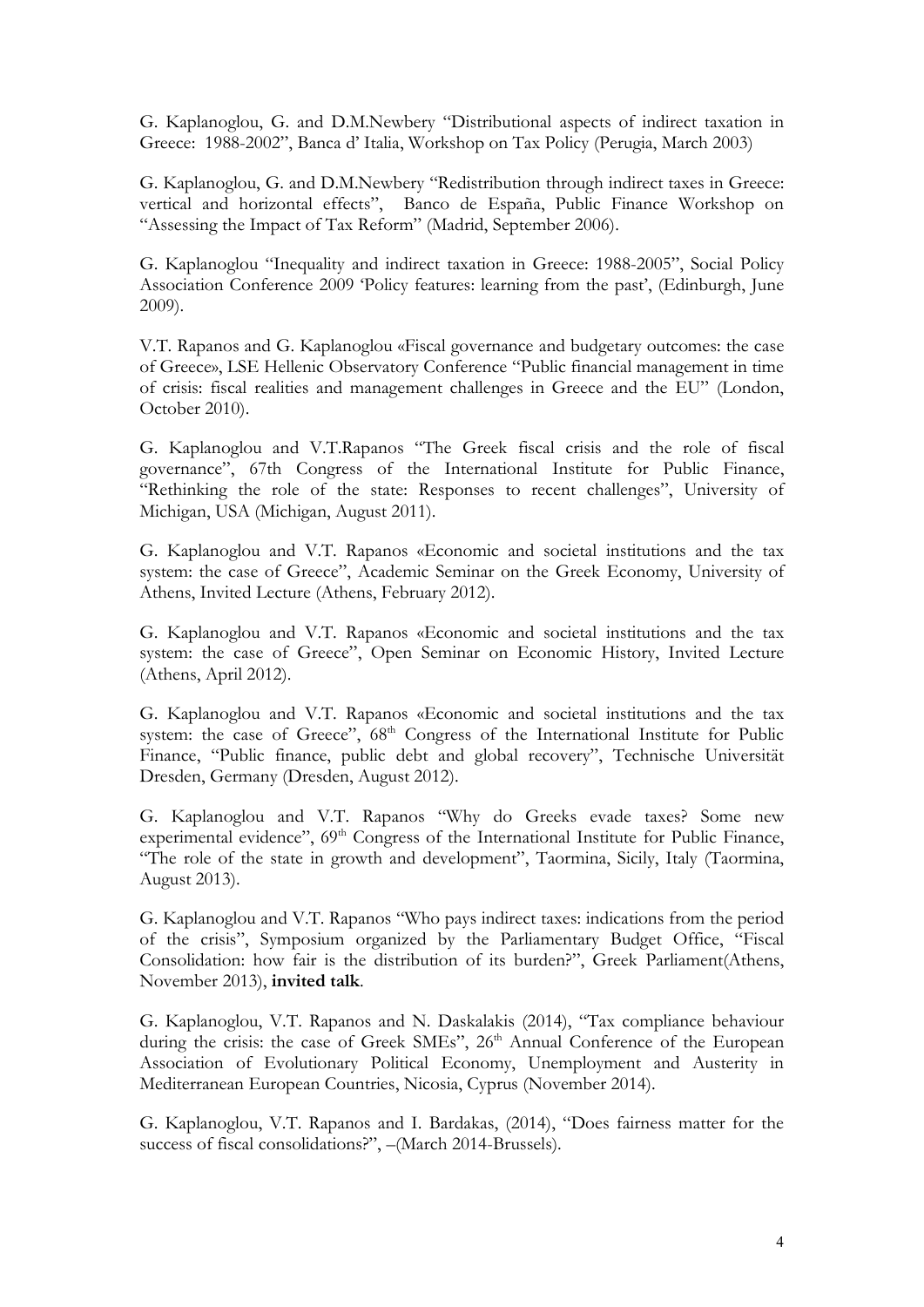G. Kaplanoglou, G. and D.M.Newbery "Distributional aspects of indirect taxation in Greece: 1988-2002", Banca d' Italia, Workshop on Tax Policy (Perugia, March 2003)

G. Kaplanoglou, G. and D.M.Newbery "Redistribution through indirect taxes in Greece: vertical and horizontal effects", Banco de España, Public Finance Workshop on "Assessing the Impact of Tax Reform" (Madrid, September 2006).

G. Kaplanoglou "Inequality and indirect taxation in Greece: 1988-2005", Social Policy Association Conference 2009 'Policy features: learning from the past', (Edinburgh, June 2009).

V.T. Rapanos and G. Kaplanoglou «Fiscal governance and budgetary outcomes: the case of Greece», LSE Hellenic Observatory Conference "Public financial management in time of crisis: fiscal realities and management challenges in Greece and the EU" (London, October 2010).

G. Kaplanoglou and V.T.Rapanos "The Greek fiscal crisis and the role of fiscal governance", 67th Congress of the International Institute for Public Finance, "Rethinking the role of the state: Responses to recent challenges", University of Michigan, USA (Michigan, August 2011).

G. Kaplanoglou and V.T. Rapanos «Economic and societal institutions and the tax system: the case of Greece", Academic Seminar on the Greek Economy, University of Athens, Invited Lecture (Athens, February 2012).

G. Kaplanoglou and V.T. Rapanos «Economic and societal institutions and the tax system: the case of Greece", Open Seminar on Economic History, Invited Lecture (Athens, April 2012).

G. Kaplanoglou and V.T. Rapanos «Economic and societal institutions and the tax system: the case of Greece", 68th Congress of the International Institute for Public Finance, "Public finance, public debt and global recovery", Technische Universität Dresden, Germany (Dresden, August 2012).

G. Kaplanoglou and V.T. Rapanos "Why do Greeks evade taxes? Some new experimental evidence", 69th Congress of the International Institute for Public Finance, "The role of the state in growth and development", Taormina, Sicily, Italy (Taormina, August 2013).

G. Kaplanoglou and V.T. Rapanos "Who pays indirect taxes: indications from the period of the crisis", Symposium organized by the Parliamentary Budget Office, "Fiscal Consolidation: how fair is the distribution of its burden?", Greek Parliament(Athens, November 2013), **invited talk**.

G. Kaplanoglou, V.T. Rapanos and N. Daskalakis (2014), "Tax compliance behaviour during the crisis: the case of Greek SMEs", 26th Annual Conference of the European Association of Evolutionary Political Economy, Unemployment and Austerity in Mediterranean European Countries, Nicosia, Cyprus (November 2014).

G. Kaplanoglou, V.T. Rapanos and I. Bardakas, (2014), "Does fairness matter for the success of fiscal consolidations?", –(March 2014-Brussels).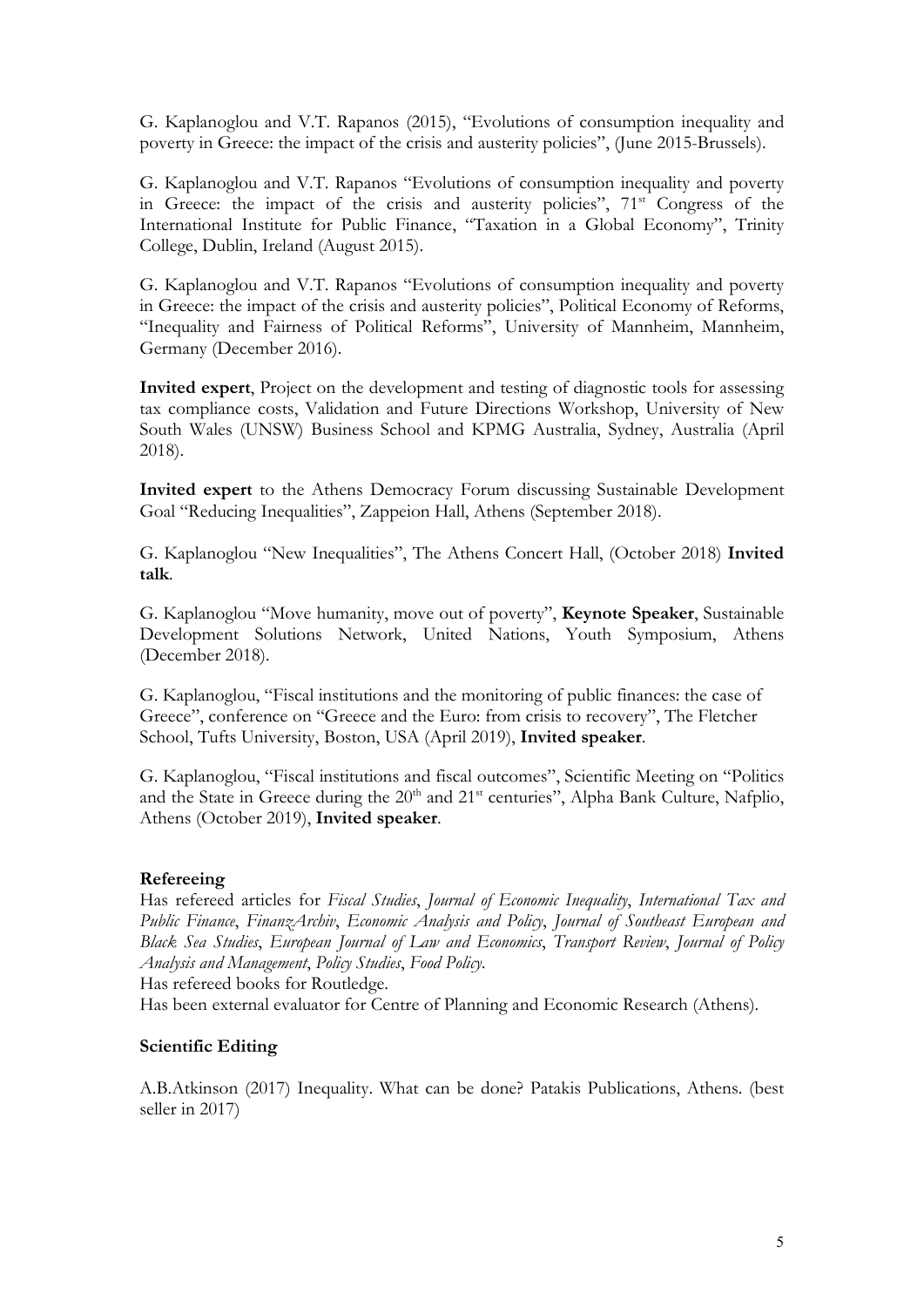G. Kaplanoglou and V.T. Rapanos (2015), "Evolutions of consumption inequality and poverty in Greece: the impact of the crisis and austerity policies", (June 2015-Brussels).

G. Kaplanoglou and V.T. Rapanos "Evolutions of consumption inequality and poverty in Greece: the impact of the crisis and austerity policies", 71st Congress of the International Institute for Public Finance, "Taxation in a Global Economy", Trinity College, Dublin, Ireland (August 2015).

G. Kaplanoglou and V.T. Rapanos "Evolutions of consumption inequality and poverty in Greece: the impact of the crisis and austerity policies", Political Economy of Reforms, "Inequality and Fairness of Political Reforms", University of Mannheim, Mannheim, Germany (December 2016).

**Invited expert**, Project on the development and testing of diagnostic tools for assessing tax compliance costs, Validation and Future Directions Workshop, University of New South Wales (UNSW) Business School and KPMG Australia, Sydney, Australia (April 2018).

**Invited expert** to the Athens Democracy Forum discussing Sustainable Development Goal "Reducing Inequalities", Zappeion Hall, Athens (September 2018).

G. Kaplanoglou "New Inequalities", The Athens Concert Hall, (October 2018) **Invited talk**.

G. Kaplanoglou "Move humanity, move out of poverty", **Keynote Speaker**, Sustainable Development Solutions Network, United Nations, Youth Symposium, Athens (December 2018).

G. Kaplanoglou, "Fiscal institutions and the monitoring of public finances: the case of Greece", conference on "Greece and the Euro: from crisis to recovery", The Fletcher School, Tufts University, Boston, USA (April 2019), **Invited speaker**.

G. Kaplanoglou, "Fiscal institutions and fiscal outcomes", Scientific Meeting on "Politics and the State in Greece during the 20th and 21st centuries", Alpha Bank Culture, Nafplio, Athens (October 2019), **Invited speaker**.

**Refereeing**

Has refereed articles for *Fiscal Studies*, *Journal of Economic Inequality*, *International Tax and Public Finance*, *FinanzArchiv*, *Economic Analysis and Policy*, *Journal of Southeast European and Black Sea Studies*, *European Journal of Law and Economics*, *Transport Review*, *Journal of Policy Analysis and Management*, *Policy Studies*, *Food Policy*.

Has refereed books for Routledge.

Has been external evaluator for Centre of Planning and Economic Research (Athens).

**Scientific Editing**

A.B.Atkinson (2017) Inequality. What can be done? Patakis Publications, Athens. (best seller in 2017)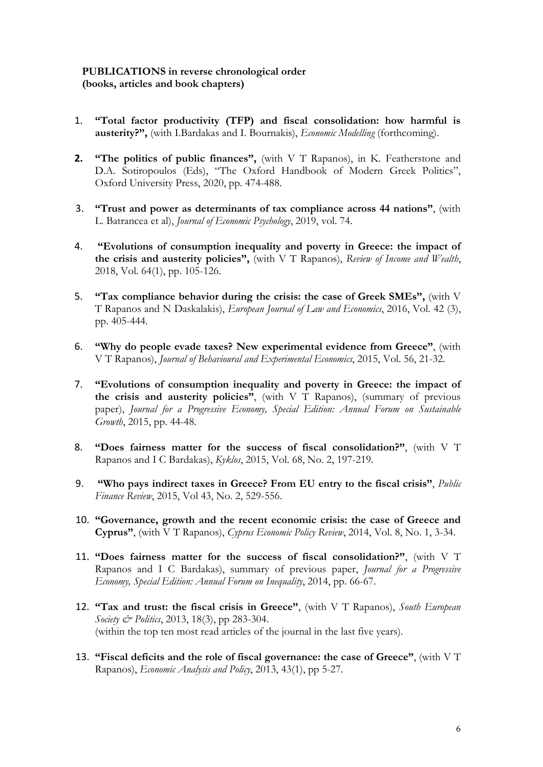**PUBLICATIONS in reverse chronological order**
**(books, articles and book chapters)**

1. **"Total factor productivity (TFP) and fiscal consolidation: how harmful is austerity?",** (with I.Bardakas and I. Bournakis), *Economic Modelling* (forthcoming).

2. **"The politics of public finances",** (with V T Rapanos), in K. Featherstone and D.A. Sotiropoulos (Eds), "The Oxford Handbook of Modern Greek Politics", Oxford University Press, 2020, pp. 474-488.

3. **"Trust and power as determinants of tax compliance across 44 nations"**, (with L. Batrancea et al), *Journal of Economic Psychology*, 2019, vol. 74.

4. **"Evolutions of consumption inequality and poverty in Greece: the impact of the crisis and austerity policies",** (with V T Rapanos), *Review of Income and Wealth*, 2018, Vol. 64(1), pp. 105-126.

5. **"Tax compliance behavior during the crisis: the case of Greek SMEs",** (with V T Rapanos and N Daskalakis), *European Journal of Law and Economics*, 2016, Vol. 42 (3), pp. 405-444.

6. **"Why do people evade taxes? New experimental evidence from Greece"**, (with V T Rapanos), *Journal of Behavioural and Experimental Economics*, 2015, Vol. 56, 21-32.

7. **"Evolutions of consumption inequality and poverty in Greece: the impact of the crisis and austerity policies"**, (with V T Rapanos), (summary of previous paper), *Journal for a Progressive Economy, Special Edition: Annual Forum on Sustainable Growth*, 2015, pp. 44-48.

8. **"Does fairness matter for the success of fiscal consolidation?"**, (with V T Rapanos and I C Bardakas), *Kyklos*, 2015, Vol. 68, No. 2, 197-219.

9. **"Who pays indirect taxes in Greece? From EU entry to the fiscal crisis"**, *Public Finance Review*, 2015, Vol 43, No. 2, 529-556.

10. **"Governance, growth and the recent economic crisis: the case of Greece and Cyprus"**, (with V T Rapanos), *Cyprus Economic Policy Review*, 2014, Vol. 8, No. 1, 3-34.

11. **"Does fairness matter for the success of fiscal consolidation?"**, (with V T Rapanos and I C Bardakas), summary of previous paper, *Journal for a Progressive Economy, Special Edition: Annual Forum on Inequality*, 2014, pp. 66-67.

12. **"Tax and trust: the fiscal crisis in Greece"**, (with V T Rapanos), *South European Society & Politics*, 2013, 18(3), pp 283-304.
    (within the top ten most read articles of the journal in the last five years).

13. **"Fiscal deficits and the role of fiscal governance: the case of Greece"**, (with V T Rapanos), *Economic Analysis and Policy*, 2013, 43(1), pp 5-27.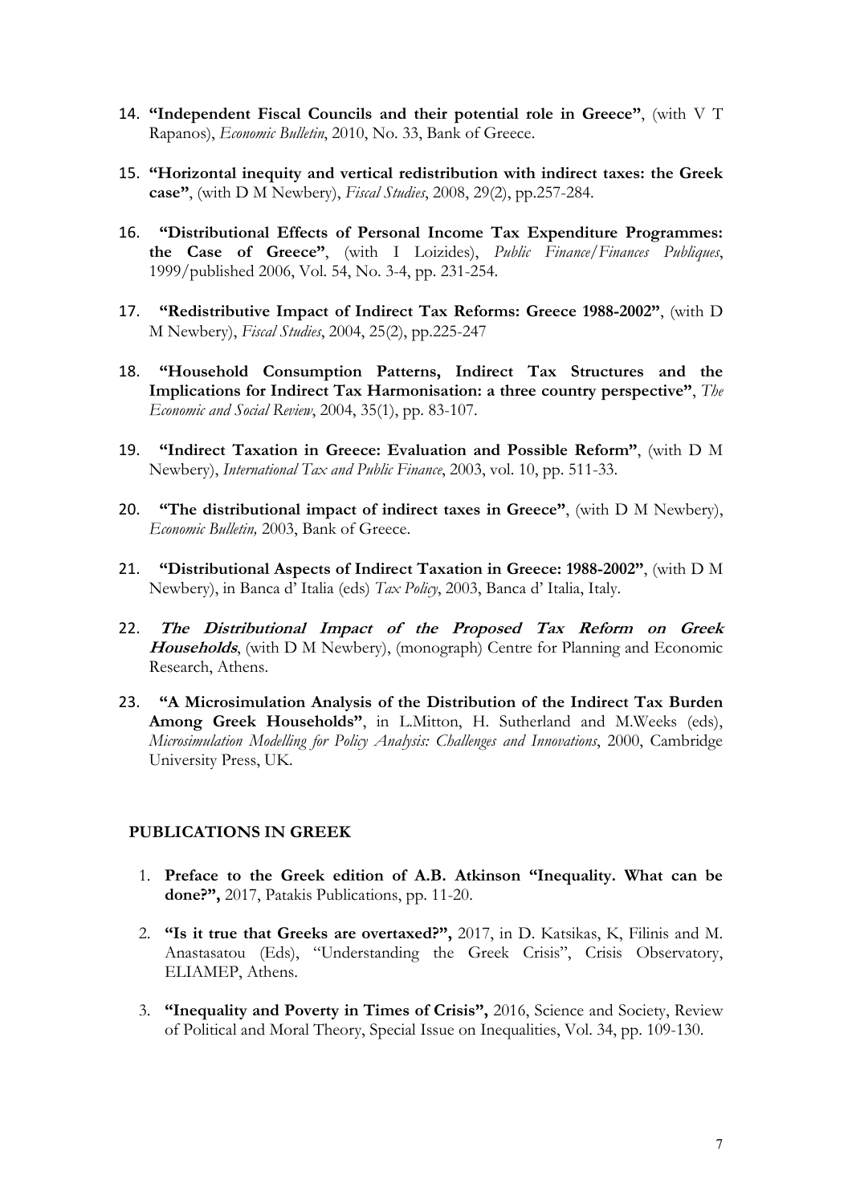14. **"Independent Fiscal Councils and their potential role in Greece"**, (with V T Rapanos), *Economic Bulletin*, 2010, No. 33, Bank of Greece.

15. **"Horizontal inequity and vertical redistribution with indirect taxes: the Greek case"**, (with D M Newbery), *Fiscal Studies*, 2008, 29(2), pp.257-284.

16. **"Distributional Effects of Personal Income Tax Expenditure Programmes: the Case of Greece"**, (with I Loizides), *Public Finance/Finances Publiques*, 1999/published 2006, Vol. 54, No. 3-4, pp. 231-254.

17. **"Redistributive Impact of Indirect Tax Reforms: Greece 1988-2002"**, (with D M Newbery), *Fiscal Studies*, 2004, 25(2), pp.225-247

18. **"Household Consumption Patterns, Indirect Tax Structures and the Implications for Indirect Tax Harmonisation: a three country perspective"**, *The Economic and Social Review*, 2004, 35(1), pp. 83-107.

19. **"Indirect Taxation in Greece: Evaluation and Possible Reform"**, (with D M Newbery), *International Tax and Public Finance*, 2003, vol. 10, pp. 511-33.

20. **"The distributional impact of indirect taxes in Greece"**, (with D M Newbery), *Economic Bulletin,* 2003, Bank of Greece.

21. **"Distributional Aspects of Indirect Taxation in Greece: 1988-2002"**, (with D M Newbery), in Banca d' Italia (eds) *Tax Policy*, 2003, Banca d' Italia, Italy.

22. ***The Distributional Impact of the Proposed Tax Reform on Greek Households***, (with D M Newbery), (monograph) Centre for Planning and Economic Research, Athens.

23. **"A Microsimulation Analysis of the Distribution of the Indirect Tax Burden Among Greek Households"**, in L.Mitton, H. Sutherland and M.Weeks (eds), *Microsimulation Modelling for Policy Analysis: Challenges and Innovations*, 2000, Cambridge University Press, UK.

## PUBLICATIONS IN GREEK

1. **Preface to the Greek edition of A.B. Atkinson "Inequality. What can be done?",** 2017, Patakis Publications, pp. 11-20.

2. **"Is it true that Greeks are overtaxed?",** 2017, in D. Katsikas, K, Filinis and M. Anastasatou (Eds), "Understanding the Greek Crisis", Crisis Observatory, ELIAMEP, Athens.

3. **"Inequality and Poverty in Times of Crisis",** 2016, Science and Society, Review of Political and Moral Theory, Special Issue on Inequalities, Vol. 34, pp. 109-130.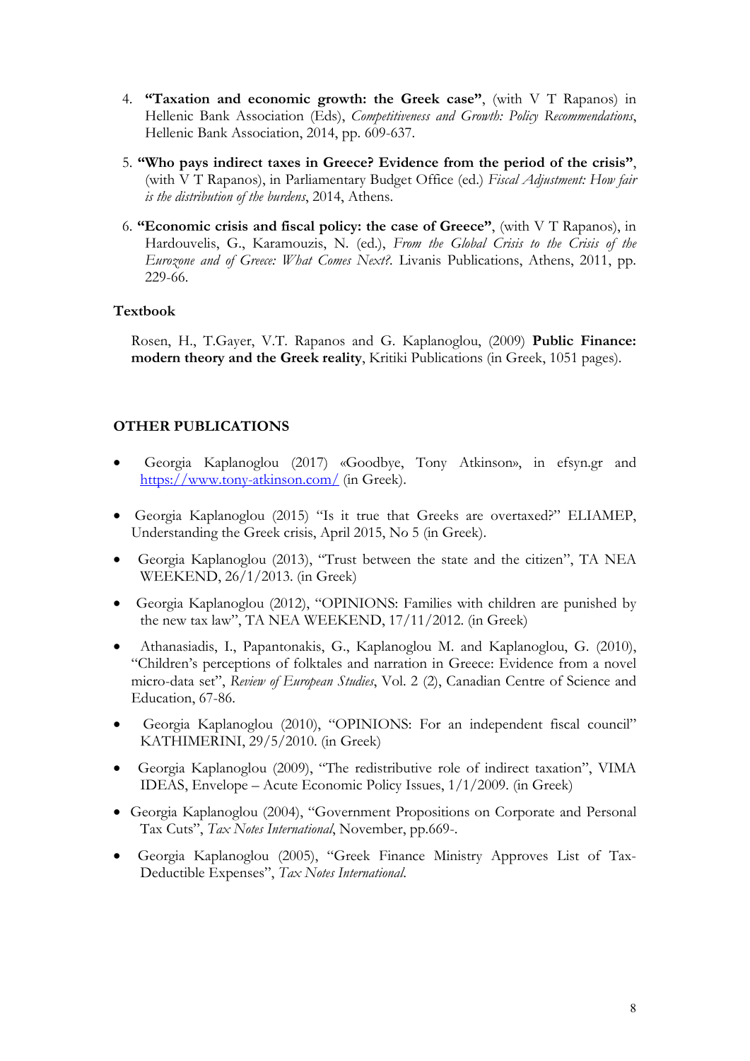4. **"Taxation and economic growth: the Greek case"**, (with V T Rapanos) in Hellenic Bank Association (Eds), *Competitiveness and Growth: Policy Recommendations*, Hellenic Bank Association, 2014, pp. 609-637.

5. **"Who pays indirect taxes in Greece? Evidence from the period of the crisis"**, (with V T Rapanos), in Parliamentary Budget Office (ed.) *Fiscal Adjustment: How fair is the distribution of the burdens*, 2014, Athens.

6. **"Economic crisis and fiscal policy: the case of Greece"**, (with V T Rapanos), in Hardouvelis, G., Karamouzis, N. (ed.), *From the Global Crisis to the Crisis of the Eurozone and of Greece: What Comes Next?*. Livanis Publications, Athens, 2011, pp. 229-66.

### Textbook

Rosen, H., T.Gayer, V.T. Rapanos and G. Kaplanoglou, (2009) **Public Finance: modern theory and the Greek reality**, Kritiki Publications (in Greek, 1051 pages).

## OTHER PUBLICATIONS

- Georgia Kaplanoglou (2017) «Goodbye, Tony Atkinson», in efsyn.gr and https://www.tony-atkinson.com/ (in Greek).
- Georgia Kaplanoglou (2015) "Is it true that Greeks are overtaxed?" ELIAMEP, Understanding the Greek crisis, April 2015, No 5 (in Greek).
- Georgia Kaplanoglou (2013), "Trust between the state and the citizen", TA NEA WEEKEND, 26/1/2013. (in Greek)
- Georgia Kaplanoglou (2012), "OPINIONS: Families with children are punished by the new tax law", TA NEA WEEKEND, 17/11/2012. (in Greek)
- Athanasiadis, I., Papantonakis, G., Kaplanoglou M. and Kaplanoglou, G. (2010), "Children's perceptions of folktales and narration in Greece: Evidence from a novel micro-data set", *Review of European Studies*, Vol. 2 (2), Canadian Centre of Science and Education, 67-86.
- Georgia Kaplanoglou (2010), "OPINIONS: For an independent fiscal council" KATHIMERINI, 29/5/2010. (in Greek)
- Georgia Kaplanoglou (2009), "The redistributive role of indirect taxation", VIMA IDEAS, Envelope – Acute Economic Policy Issues, 1/1/2009. (in Greek)
- Georgia Kaplanoglou (2004), "Government Propositions on Corporate and Personal Tax Cuts", *Tax Notes International*, November, pp.669-.
- Georgia Kaplanoglou (2005), "Greek Finance Ministry Approves List of Tax-Deductible Expenses", *Tax Notes International*.